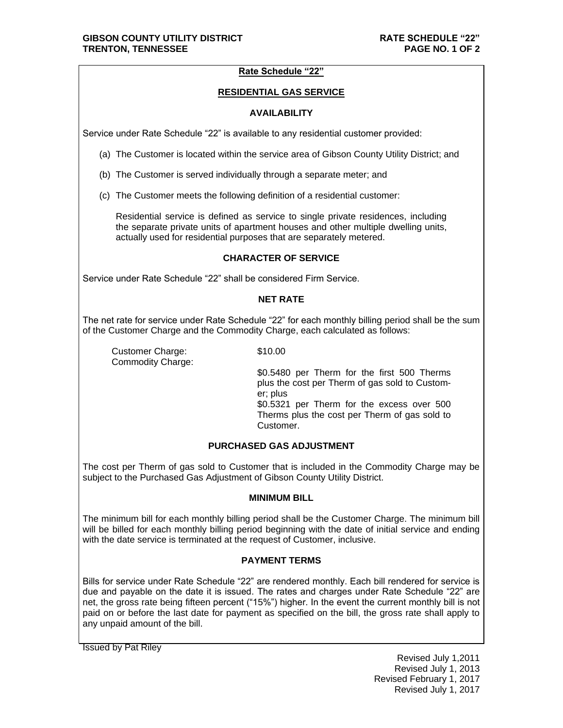## Rate Schedule "22"

## RESIDENTIAL GAS SERVICE

### AVAILABILITY

Service under Rate Schedule "22" is available to any residential customer provided:

(a) The Customer is located within the service area of Gibson County Utility District; and

(b) The Customer is served individually through a separate meter; and

(c) The Customer meets the following definition of a residential customer:

Residential service is defined as service to single private residences, including the separate private units of apartment houses and other multiple dwelling units, actually used for residential purposes that are separately metered.

### CHARACTER OF SERVICE

Service under Rate Schedule "22" shall be considered Firm Service.

### NET RATE

The net rate for service under Rate Schedule "22" for each monthly billing period shall be the sum of the Customer Charge and the Commodity Charge, each calculated as follows:

| | |
|---|---|
| Customer Charge: | $10.00 |
| Commodity Charge: | $0.5480 per Therm for the first 500 Therms plus the cost per Therm of gas sold to Customer; plus<br>$0.5321 per Therm for the excess over 500 Therms plus the cost per Therm of gas sold to Customer. |

### PURCHASED GAS ADJUSTMENT

The cost per Therm of gas sold to Customer that is included in the Commodity Charge may be subject to the Purchased Gas Adjustment of Gibson County Utility District.

### MINIMUM BILL

The minimum bill for each monthly billing period shall be the Customer Charge. The minimum bill will be billed for each monthly billing period beginning with the date of initial service and ending with the date service is terminated at the request of Customer, inclusive.

### PAYMENT TERMS

Bills for service under Rate Schedule "22" are rendered monthly. Each bill rendered for service is due and payable on the date it is issued. The rates and charges under Rate Schedule "22" are net, the gross rate being fifteen percent ("15%") higher. In the event the current monthly bill is not paid on or before the last date for payment as specified on the bill, the gross rate shall apply to any unpaid amount of the bill.

Issued by Pat Riley

Revised July 1,2011
Revised July 1, 2013
Revised February 1, 2017
Revised July 1, 2017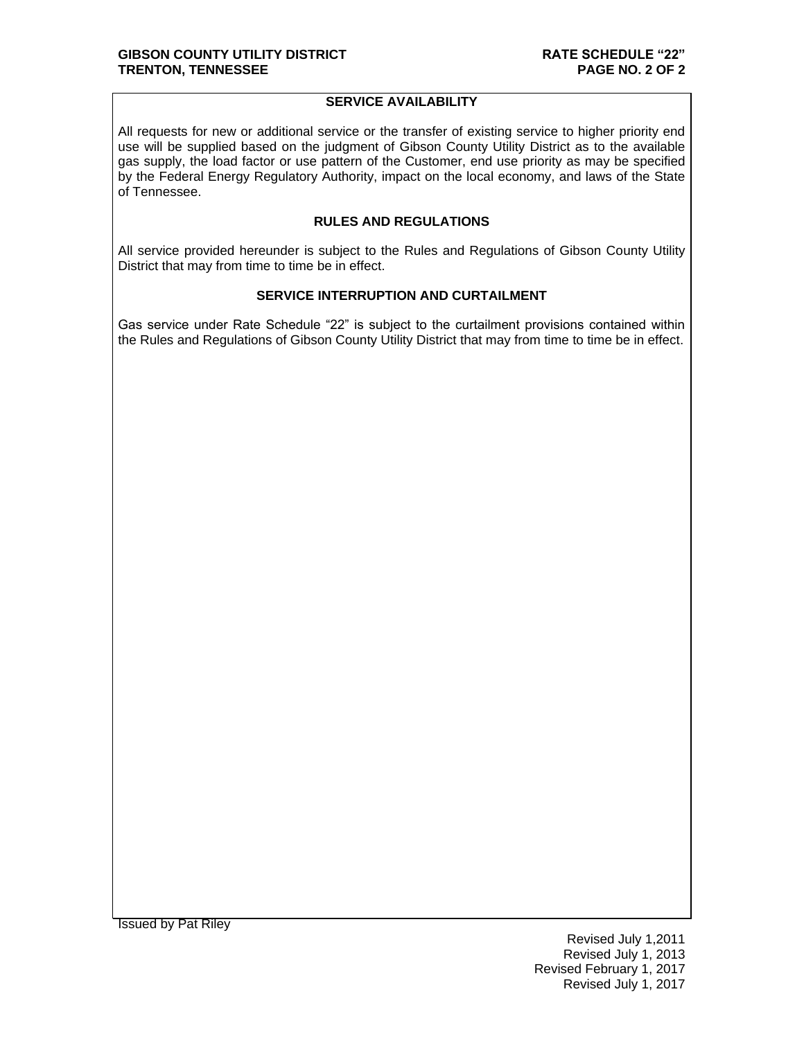## SERVICE AVAILABILITY

All requests for new or additional service or the transfer of existing service to higher priority end use will be supplied based on the judgment of Gibson County Utility District as to the available gas supply, the load factor or use pattern of the Customer, end use priority as may be specified by the Federal Energy Regulatory Authority, impact on the local economy, and laws of the State of Tennessee.

## RULES AND REGULATIONS

All service provided hereunder is subject to the Rules and Regulations of Gibson County Utility District that may from time to time be in effect.

## SERVICE INTERRUPTION AND CURTAILMENT

Gas service under Rate Schedule "22" is subject to the curtailment provisions contained within the Rules and Regulations of Gibson County Utility District that may from time to time be in effect.

Issued by Pat Riley

Revised July 1,2011
Revised July 1, 2013
Revised February 1, 2017
Revised July 1, 2017